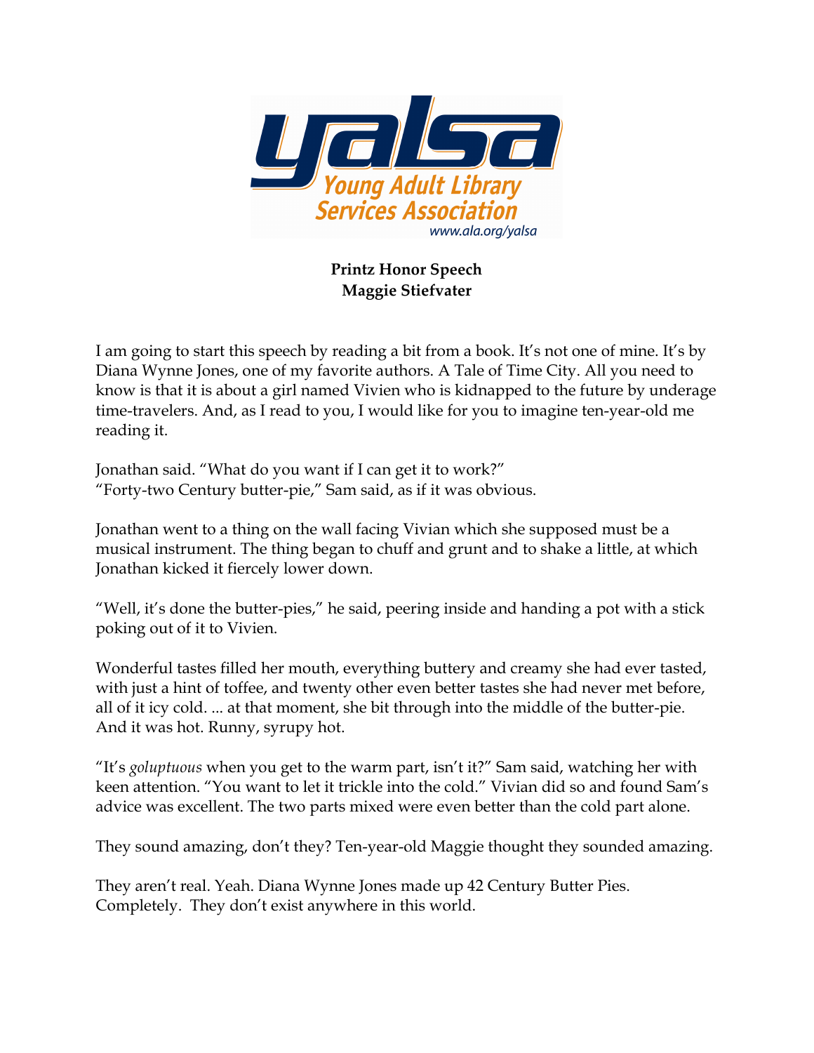Young Adult Library Services Association
www.ala.org/yalsa

**Printz Honor Speech**
**Maggie Stiefvater**

I am going to start this speech by reading a bit from a book. It's not one of mine. It's by Diana Wynne Jones, one of my favorite authors. A Tale of Time City. All you need to know is that it is about a girl named Vivien who is kidnapped to the future by underage time-travelers. And, as I read to you, I would like for you to imagine ten-year-old me reading it.

Jonathan said. "What do you want if I can get it to work?"
"Forty-two Century butter-pie," Sam said, as if it was obvious.

Jonathan went to a thing on the wall facing Vivian which she supposed must be a musical instrument. The thing began to chuff and grunt and to shake a little, at which Jonathan kicked it fiercely lower down.

"Well, it's done the butter-pies," he said, peering inside and handing a pot with a stick poking out of it to Vivien.

Wonderful tastes filled her mouth, everything buttery and creamy she had ever tasted, with just a hint of toffee, and twenty other even better tastes she had never met before, all of it icy cold. ... at that moment, she bit through into the middle of the butter-pie. And it was hot. Runny, syrupy hot.

"It's *goluptuous* when you get to the warm part, isn't it?" Sam said, watching her with keen attention. "You want to let it trickle into the cold." Vivian did so and found Sam's advice was excellent. The two parts mixed were even better than the cold part alone.

They sound amazing, don't they? Ten-year-old Maggie thought they sounded amazing.

They aren't real. Yeah. Diana Wynne Jones made up 42 Century Butter Pies. Completely. They don't exist anywhere in this world.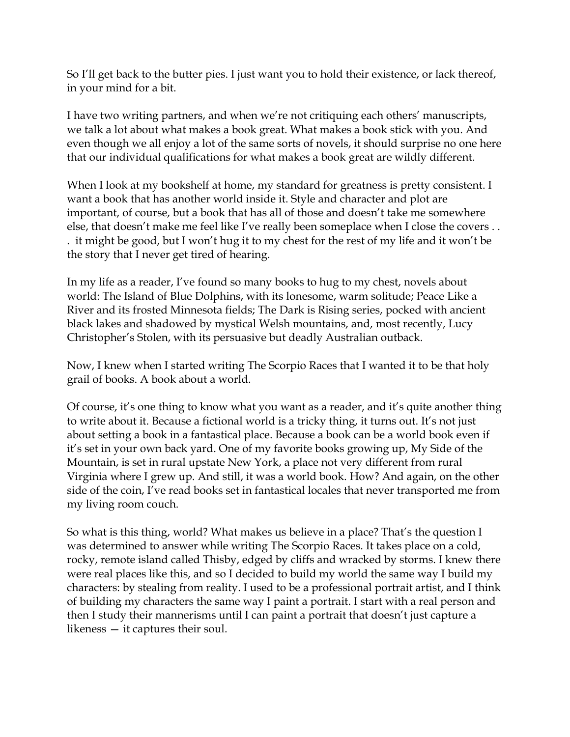So I'll get back to the butter pies. I just want you to hold their existence, or lack thereof, in your mind for a bit.

I have two writing partners, and when we're not critiquing each others' manuscripts, we talk a lot about what makes a book great. What makes a book stick with you. And even though we all enjoy a lot of the same sorts of novels, it should surprise no one here that our individual qualifications for what makes a book great are wildly different.

When I look at my bookshelf at home, my standard for greatness is pretty consistent. I want a book that has another world inside it. Style and character and plot are important, of course, but a book that has all of those and doesn't take me somewhere else, that doesn't make me feel like I've really been someplace when I close the covers . . . it might be good, but I won't hug it to my chest for the rest of my life and it won't be the story that I never get tired of hearing.

In my life as a reader, I've found so many books to hug to my chest, novels about world: The Island of Blue Dolphins, with its lonesome, warm solitude; Peace Like a River and its frosted Minnesota fields; The Dark is Rising series, pocked with ancient black lakes and shadowed by mystical Welsh mountains, and, most recently, Lucy Christopher's Stolen, with its persuasive but deadly Australian outback.

Now, I knew when I started writing The Scorpio Races that I wanted it to be that holy grail of books. A book about a world.

Of course, it's one thing to know what you want as a reader, and it's quite another thing to write about it. Because a fictional world is a tricky thing, it turns out. It's not just about setting a book in a fantastical place. Because a book can be a world book even if it's set in your own back yard. One of my favorite books growing up, My Side of the Mountain, is set in rural upstate New York, a place not very different from rural Virginia where I grew up. And still, it was a world book. How? And again, on the other side of the coin, I've read books set in fantastical locales that never transported me from my living room couch.

So what is this thing, world? What makes us believe in a place? That's the question I was determined to answer while writing The Scorpio Races. It takes place on a cold, rocky, remote island called Thisby, edged by cliffs and wracked by storms. I knew there were real places like this, and so I decided to build my world the same way I build my characters: by stealing from reality. I used to be a professional portrait artist, and I think of building my characters the same way I paint a portrait. I start with a real person and then I study their mannerisms until I can paint a portrait that doesn't just capture a likeness — it captures their soul.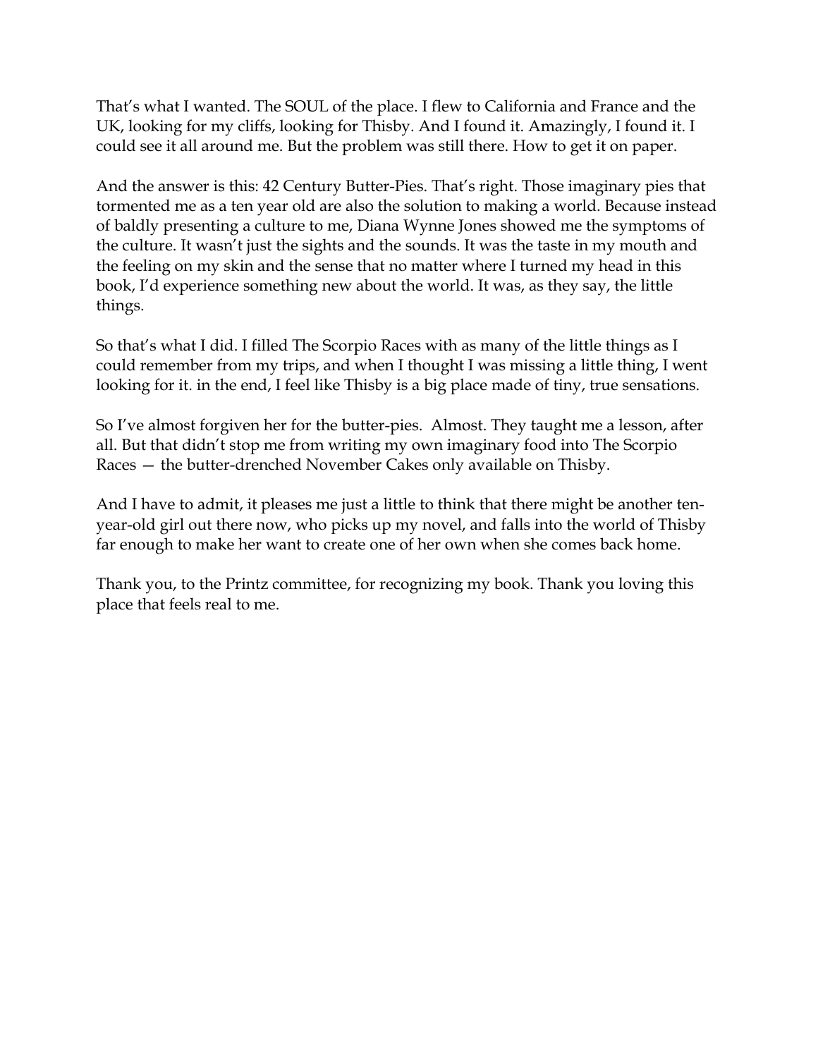That's what I wanted. The SOUL of the place. I flew to California and France and the UK, looking for my cliffs, looking for Thisby. And I found it. Amazingly, I found it. I could see it all around me. But the problem was still there. How to get it on paper.

And the answer is this: 42 Century Butter-Pies. That's right. Those imaginary pies that tormented me as a ten year old are also the solution to making a world. Because instead of baldly presenting a culture to me, Diana Wynne Jones showed me the symptoms of the culture. It wasn't just the sights and the sounds. It was the taste in my mouth and the feeling on my skin and the sense that no matter where I turned my head in this book, I'd experience something new about the world. It was, as they say, the little things.

So that's what I did. I filled The Scorpio Races with as many of the little things as I could remember from my trips, and when I thought I was missing a little thing, I went looking for it. in the end, I feel like Thisby is a big place made of tiny, true sensations.

So I've almost forgiven her for the butter-pies. Almost. They taught me a lesson, after all. But that didn't stop me from writing my own imaginary food into The Scorpio Races — the butter-drenched November Cakes only available on Thisby.

And I have to admit, it pleases me just a little to think that there might be another ten-year-old girl out there now, who picks up my novel, and falls into the world of Thisby far enough to make her want to create one of her own when she comes back home.

Thank you, to the Printz committee, for recognizing my book. Thank you loving this place that feels real to me.